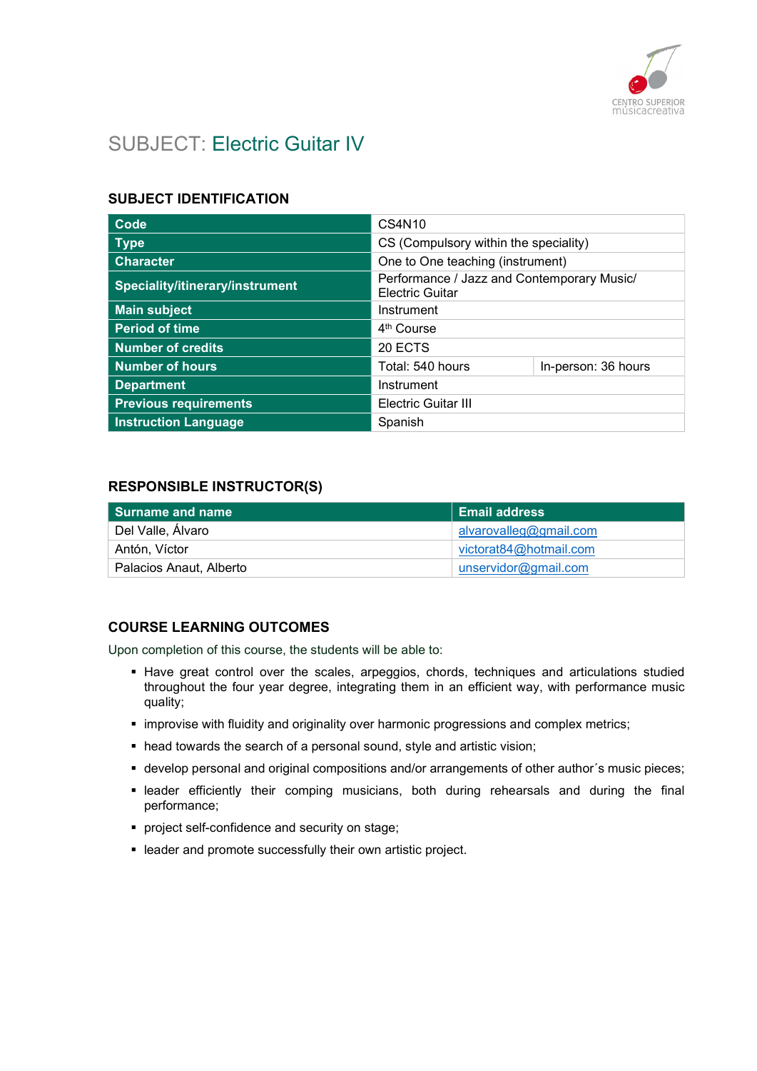# SUBJECT: Electric Guitar IV

## SUBJECT IDENTIFICATION

| | | |
|---|---|---|
| **Code** | CS4N10 | |
| **Type** | CS (Compulsory within the speciality) | |
| **Character** | One to One teaching (instrument) | |
| **Speciality/itinerary/instrument** | Performance / Jazz and Contemporary Music/ Electric Guitar | |
| **Main subject** | Instrument | |
| **Period of time** | 4th Course | |
| **Number of credits** | 20 ECTS | |
| **Number of hours** | Total: 540 hours | In-person: 36 hours |
| **Department** | Instrument | |
| **Previous requirements** | Electric Guitar III | |
| **Instruction Language** | Spanish | |

## RESPONSIBLE INSTRUCTOR(S)

| Surname and name | Email address |
|---|---|
| Del Valle, Álvaro | alvarovalleg@gmail.com |
| Antón, Víctor | victorat84@hotmail.com |
| Palacios Anaut, Alberto | unservidor@gmail.com |

## COURSE LEARNING OUTCOMES

Upon completion of this course, the students will be able to:

- Have great control over the scales, arpeggios, chords, techniques and articulations studied throughout the four year degree, integrating them in an efficient way, with performance music quality;
- improvise with fluidity and originality over harmonic progressions and complex metrics;
- head towards the search of a personal sound, style and artistic vision;
- develop personal and original compositions and/or arrangements of other author´s music pieces;
- leader efficiently their comping musicians, both during rehearsals and during the final performance;
- project self-confidence and security on stage;
- leader and promote successfully their own artistic project.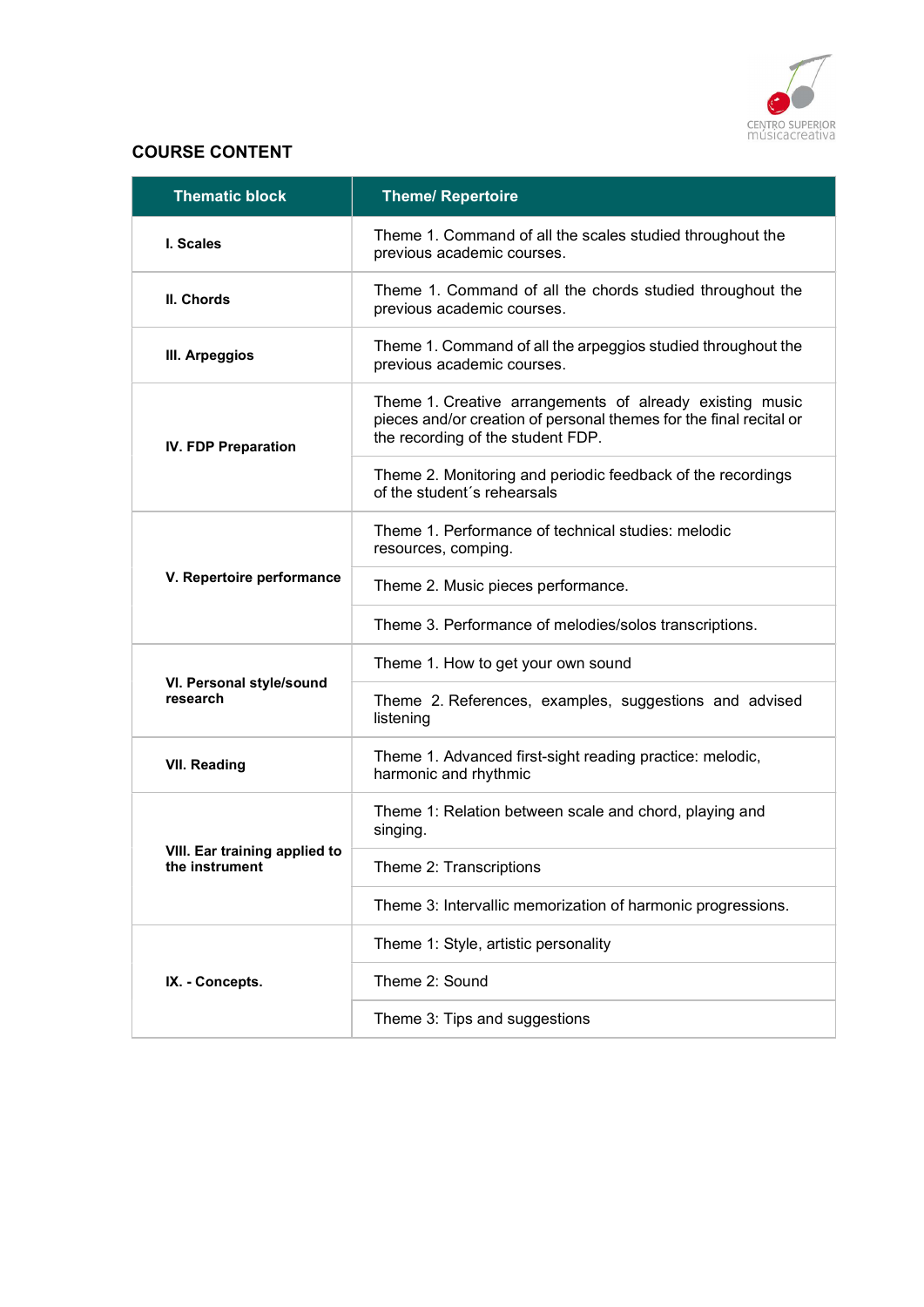## COURSE CONTENT

| Thematic block | Theme/ Repertoire |
|---|---|
| **I. Scales** | Theme 1. Command of all the scales studied throughout the previous academic courses. |
| **II. Chords** | Theme 1. Command of all the chords studied throughout the previous academic courses. |
| **III. Arpeggios** | Theme 1. Command of all the arpeggios studied throughout the previous academic courses. |
| **IV. FDP Preparation** | Theme 1. Creative arrangements of already existing music pieces and/or creation of personal themes for the final recital or the recording of the student FDP. |
| | Theme 2. Monitoring and periodic feedback of the recordings of the student´s rehearsals |
| **V. Repertoire performance** | Theme 1. Performance of technical studies: melodic resources, comping. |
| | Theme 2. Music pieces performance. |
| | Theme 3. Performance of melodies/solos transcriptions. |
| **VI. Personal style/sound research** | Theme 1. How to get your own sound |
| | Theme 2. References, examples, suggestions and advised listening |
| **VII. Reading** | Theme 1. Advanced first-sight reading practice: melodic, harmonic and rhythmic |
| **VIII. Ear training applied to the instrument** | Theme 1: Relation between scale and chord, playing and singing. |
| | Theme 2: Transcriptions |
| | Theme 3: Intervallic memorization of harmonic progressions. |
| **IX. - Concepts.** | Theme 1: Style, artistic personality |
| | Theme 2: Sound |
| | Theme 3: Tips and suggestions |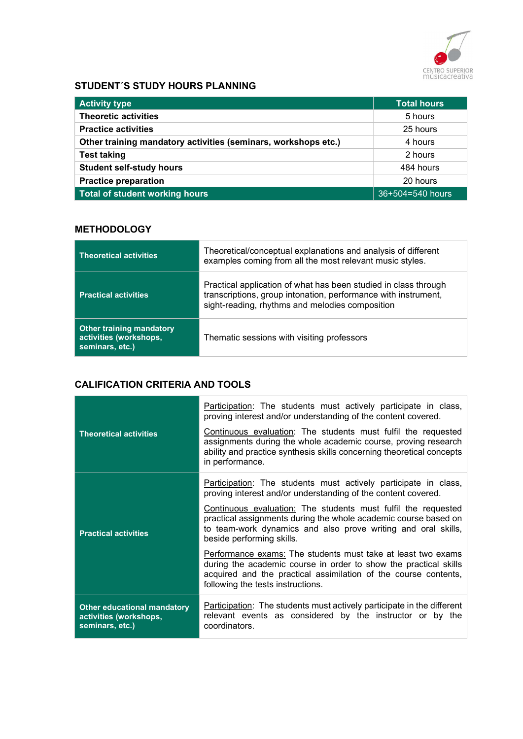## STUDENT´S STUDY HOURS PLANNING

| Activity type | Total hours |
|---|---|
| **Theoretic activities** | 5 hours |
| **Practice activities** | 25 hours |
| **Other training mandatory activities (seminars, workshops etc.)** | 4 hours |
| **Test taking** | 2 hours |
| **Student self-study hours** | 484 hours |
| **Practice preparation** | 20 hours |
| **Total of student working hours** | 36+504=540 hours |

## METHODOLOGY

| | |
|---|---|
| **Theoretical activities** | Theoretical/conceptual explanations and analysis of different examples coming from all the most relevant music styles. |
| **Practical activities** | Practical application of what has been studied in class through transcriptions, group intonation, performance with instrument, sight-reading, rhythms and melodies composition |
| **Other training mandatory activities (workshops, seminars, etc.)** | Thematic sessions with visiting professors |

## CALIFICATION CRITERIA AND TOOLS

| | |
|---|---|
| **Theoretical activities** | Participation: The students must actively participate in class, proving interest and/or understanding of the content covered. <br><br> Continuous evaluation: The students must fulfil the requested assignments during the whole academic course, proving research ability and practice synthesis skills concerning theoretical concepts in performance. |
| **Practical activities** | Participation: The students must actively participate in class, proving interest and/or understanding of the content covered. <br><br> Continuous evaluation: The students must fulfil the requested practical assignments during the whole academic course based on to team-work dynamics and also prove writing and oral skills, beside performing skills. <br><br> Performance exams: The students must take at least two exams during the academic course in order to show the practical skills acquired and the practical assimilation of the course contents, following the tests instructions. |
| **Other educational mandatory activities (workshops, seminars, etc.)** | Participation: The students must actively participate in the different relevant events as considered by the instructor or by the coordinators. |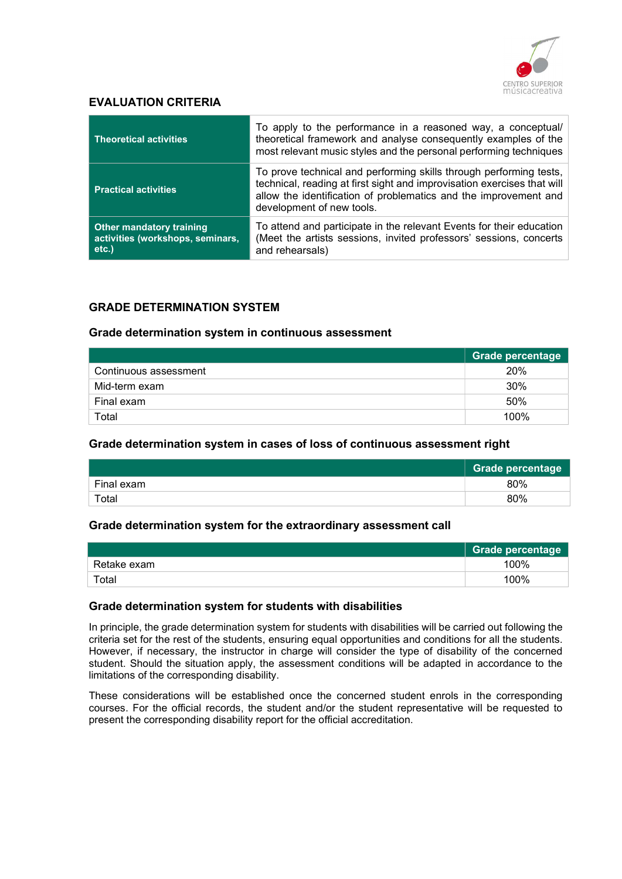## EVALUATION CRITERIA

| | |
|---|---|
| **Theoretical activities** | To apply to the performance in a reasoned way, a conceptual/ theoretical framework and analyse consequently examples of the most relevant music styles and the personal performing techniques |
| **Practical activities** | To prove technical and performing skills through performing tests, technical, reading at first sight and improvisation exercises that will allow the identification of problematics and the improvement and development of new tools. |
| **Other mandatory training activities (workshops, seminars, etc.)** | To attend and participate in the relevant Events for their education (Meet the artists sessions, invited professors' sessions, concerts and rehearsals) |

## GRADE DETERMINATION SYSTEM

### Grade determination system in continuous assessment

| | Grade percentage |
|---|---|
| Continuous assessment | 20% |
| Mid-term exam | 30% |
| Final exam | 50% |
| Total | 100% |

### Grade determination system in cases of loss of continuous assessment right

| | Grade percentage |
|---|---|
| Final exam | 80% |
| Total | 80% |

### Grade determination system for the extraordinary assessment call

| | Grade percentage |
|---|---|
| Retake exam | 100% |
| Total | 100% |

### Grade determination system for students with disabilities

In principle, the grade determination system for students with disabilities will be carried out following the criteria set for the rest of the students, ensuring equal opportunities and conditions for all the students. However, if necessary, the instructor in charge will consider the type of disability of the concerned student. Should the situation apply, the assessment conditions will be adapted in accordance to the limitations of the corresponding disability.

These considerations will be established once the concerned student enrols in the corresponding courses. For the official records, the student and/or the student representative will be requested to present the corresponding disability report for the official accreditation.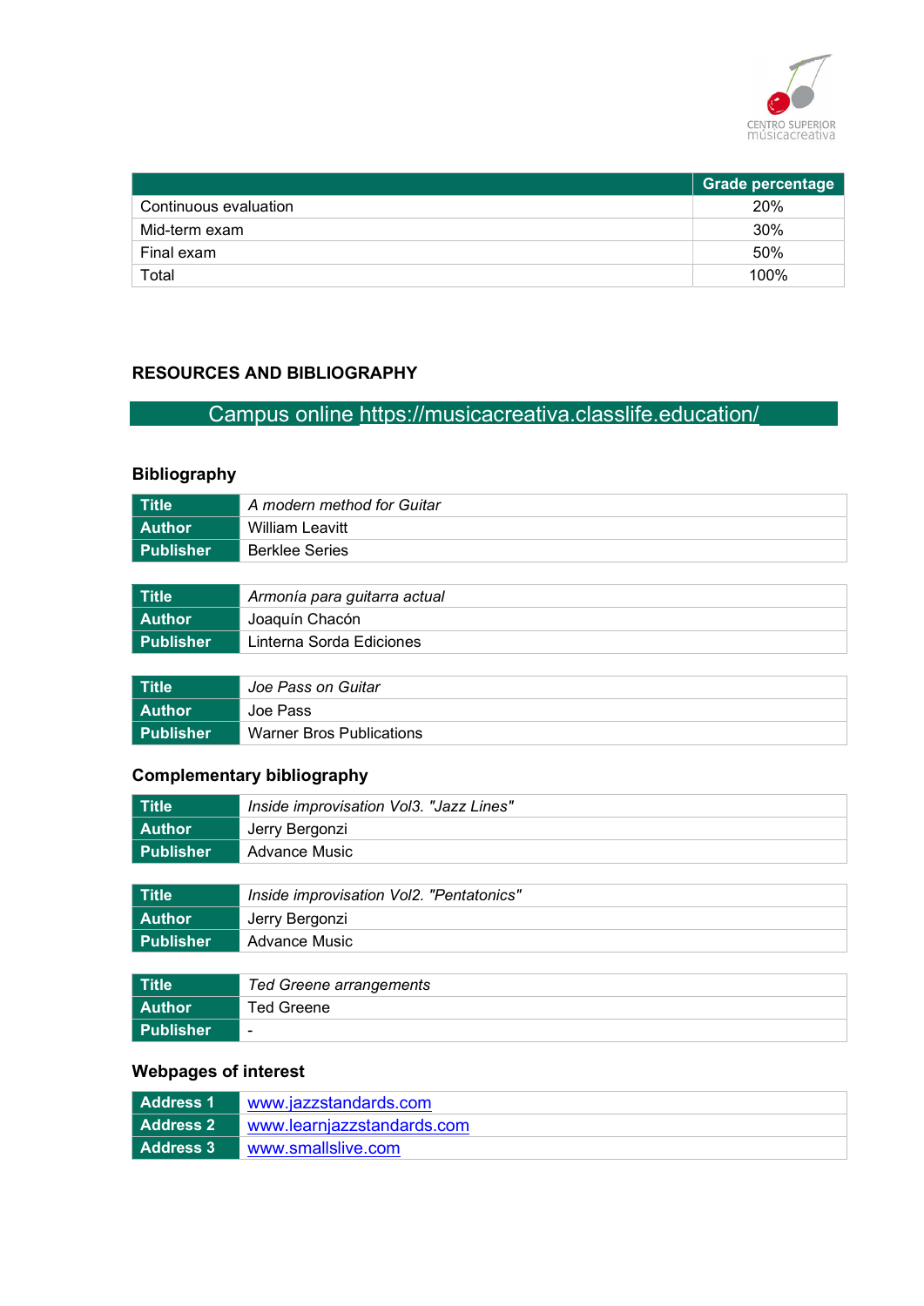| | Grade percentage |
|---|---|
| Continuous evaluation | 20% |
| Mid-term exam | 30% |
| Final exam | 50% |
| Total | 100% |

## RESOURCES AND BIBLIOGRAPHY

Campus online https://musicacreativa.classlife.education/

### Bibliography

| | |
|---|---|
| **Title** | *A modern method for Guitar* |
| **Author** | William Leavitt |
| **Publisher** | Berklee Series |

| | |
|---|---|
| **Title** | *Armonía para guitarra actual* |
| **Author** | Joaquín Chacón |
| **Publisher** | Linterna Sorda Ediciones |

| | |
|---|---|
| **Title** | *Joe Pass on Guitar* |
| **Author** | Joe Pass |
| **Publisher** | Warner Bros Publications |

### Complementary bibliography

| | |
|---|---|
| **Title** | *Inside improvisation Vol3. "Jazz Lines"* |
| **Author** | Jerry Bergonzi |
| **Publisher** | Advance Music |

| | |
|---|---|
| **Title** | *Inside improvisation Vol2. "Pentatonics"* |
| **Author** | Jerry Bergonzi |
| **Publisher** | Advance Music |

| | |
|---|---|
| **Title** | *Ted Greene arrangements* |
| **Author** | Ted Greene |
| **Publisher** | - |

### Webpages of interest

| | |
|---|---|
| **Address 1** | www.jazzstandards.com |
| **Address 2** | www.learnjazzstandards.com |
| **Address 3** | www.smallslive.com |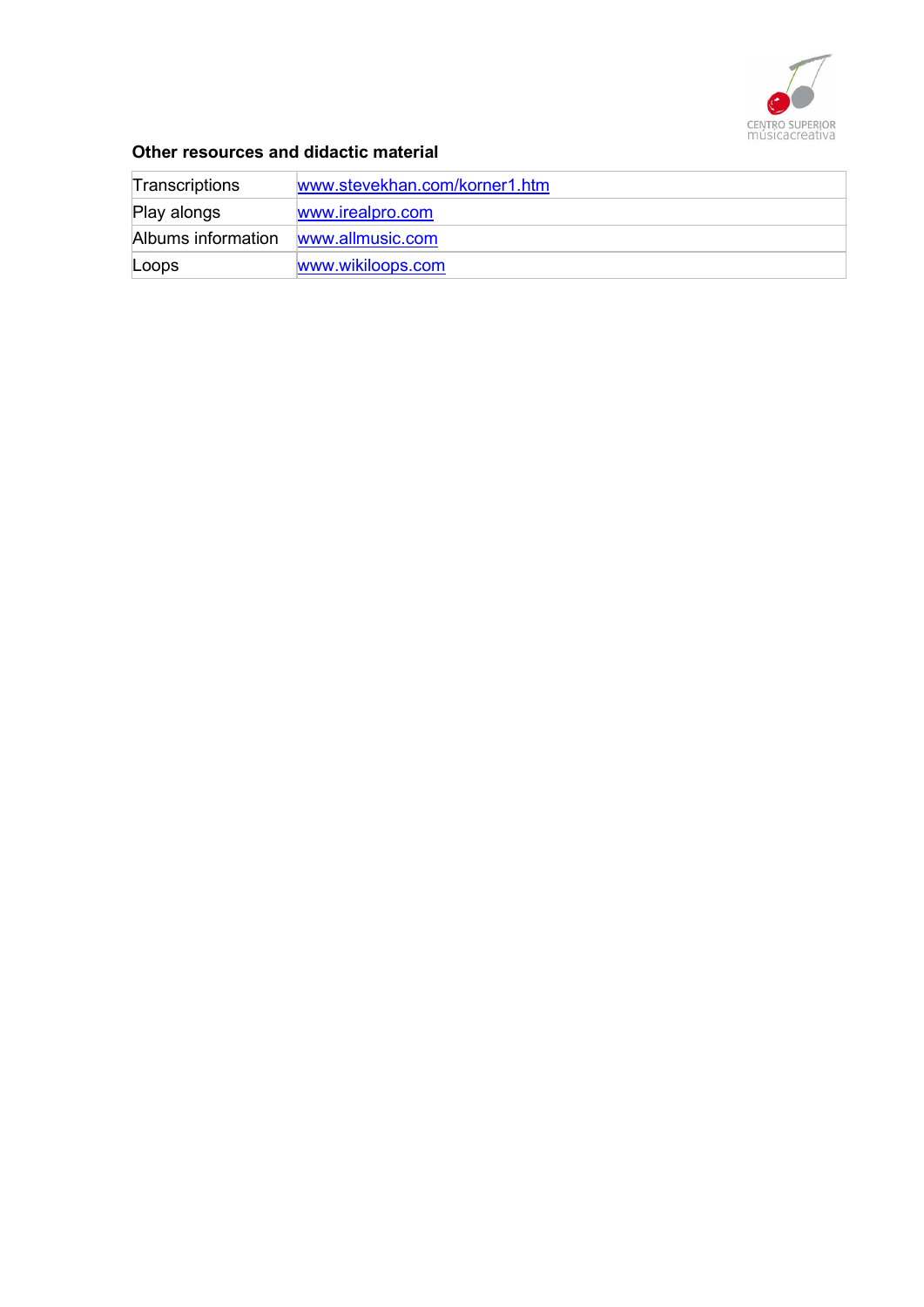### Other resources and didactic material

| | |
|---|---|
| Transcriptions | www.stevekhan.com/korner1.htm |
| Play alongs | www.irealpro.com |
| Albums information | www.allmusic.com |
| Loops | www.wikiloops.com |